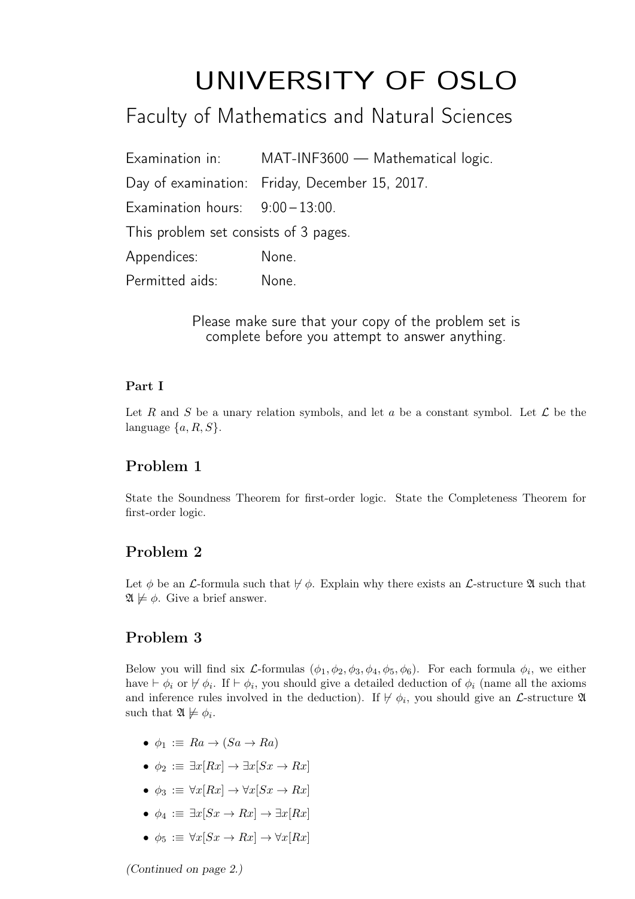# UNIVERSITY OF OSLO

## Faculty of Mathematics and Natural Sciences

Examination in: MAT-INF3600 — Mathematical logic.

Day of examination: Friday, December 15, 2017.

Examination hours: 9:00 – 13:00.

This problem set consists of 3 pages.

Appendices: None.

Permitted aids: None.

Please make sure that your copy of the problem set is complete before you attempt to answer anything.

**Part I**

Let $R$ and $S$ be a unary relation symbols, and let $a$ be a constant symbol. Let $\mathcal{L}$ be the language $\{a, R, S\}$.

### Problem 1

State the Soundness Theorem for first-order logic. State the Completeness Theorem for first-order logic.

### Problem 2

Let $\phi$ be an $\mathcal{L}$-formula such that $\nvdash \phi$. Explain why there exists an $\mathcal{L}$-structure $\mathfrak{A}$ such that $\mathfrak{A} \not\models \phi$. Give a brief answer.

### Problem 3

Below you will find six $\mathcal{L}$-formulas $(\phi_1, \phi_2, \phi_3, \phi_4, \phi_5, \phi_6)$. For each formula $\phi_i$, we either have $\vdash \phi_i$ or $\nvdash \phi_i$. If $\vdash \phi_i$, you should give a detailed deduction of $\phi_i$ (name all the axioms and inference rules involved in the deduction). If $\nvdash \phi_i$, you should give an $\mathcal{L}$-structure $\mathfrak{A}$ such that $\mathfrak{A} \not\models \phi_i$.

- $\phi_1 :\equiv Ra \to (Sa \to Ra)$
- $\phi_2 :\equiv \exists x[Rx] \to \exists x[Sx \to Rx]$
- $\phi_3 :\equiv \forall x[Rx] \to \forall x[Sx \to Rx]$
- $\phi_4 :\equiv \exists x[Sx \to Rx] \to \exists x[Rx]$
- $\phi_5 :\equiv \forall x[Sx \to Rx] \to \forall x[Rx]$

*(Continued on page 2.)*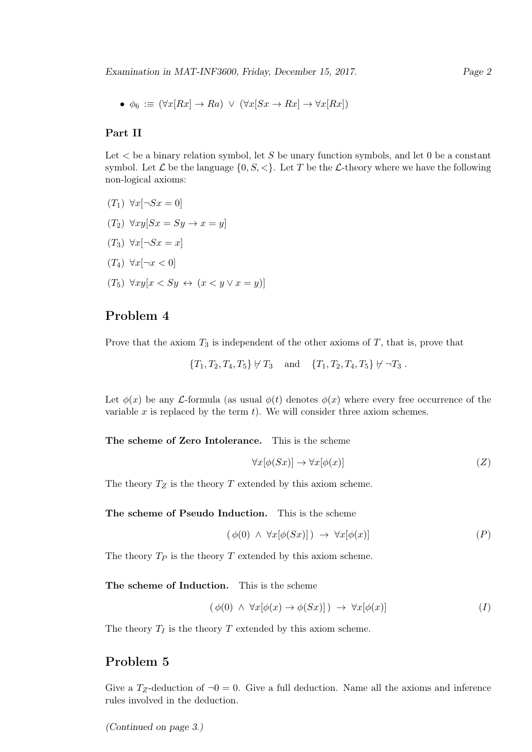- $\phi_6 :\equiv (\forall x[Rx] \to Ra) \;\vee\; (\forall x[Sx \to Rx] \to \forall x[Rx])$

### Part II

Let $<$ be a binary relation symbol, let $S$ be unary function symbols, and let 0 be a constant symbol. Let $\mathcal{L}$ be the language $\{0, S, <\}$. Let $T$ be the $\mathcal{L}$-theory where we have the following non-logical axioms:

- $(T_1)$ $\forall x[\neg Sx = 0]$
- $(T_2)$ $\forall xy[Sx = Sy \to x = y]$
- $(T_3)$ $\forall x[\neg Sx = x]$
- $(T_4)$ $\forall x[\neg x < 0]$
- $(T_5)$ $\forall xy[x < Sy \leftrightarrow (x < y \vee x = y)]$

## Problem 4

Prove that the axiom $T_3$ is independent of the other axioms of $T$, that is, prove that

$$\{T_1, T_2, T_4, T_5\} \not\vdash T_3 \quad \text{and} \quad \{T_1, T_2, T_4, T_5\} \not\vdash \neg T_3 .$$

Let $\phi(x)$ be any $\mathcal{L}$-formula (as usual $\phi(t)$ denotes $\phi(x)$ where every free occurrence of the variable $x$ is replaced by the term $t$). We will consider three axiom schemes.

**The scheme of Zero Intolerance.** This is the scheme

$$\forall x[\phi(Sx)] \to \forall x[\phi(x)] \tag{Z}$$

The theory $T_Z$ is the theory $T$ extended by this axiom scheme.

**The scheme of Pseudo Induction.** This is the scheme

$$(\,\phi(0) \;\wedge\; \forall x[\phi(Sx)]\,) \;\to\; \forall x[\phi(x)] \tag{P}$$

The theory $T_P$ is the theory $T$ extended by this axiom scheme.

**The scheme of Induction.** This is the scheme

$$(\,\phi(0) \;\wedge\; \forall x[\phi(x) \to \phi(Sx)]\,) \;\to\; \forall x[\phi(x)] \tag{I}$$

The theory $T_I$ is the theory $T$ extended by this axiom scheme.

## Problem 5

Give a $T_Z$-deduction of $\neg 0 = 0$. Give a full deduction. Name all the axioms and inference rules involved in the deduction.

*(Continued on page 3.)*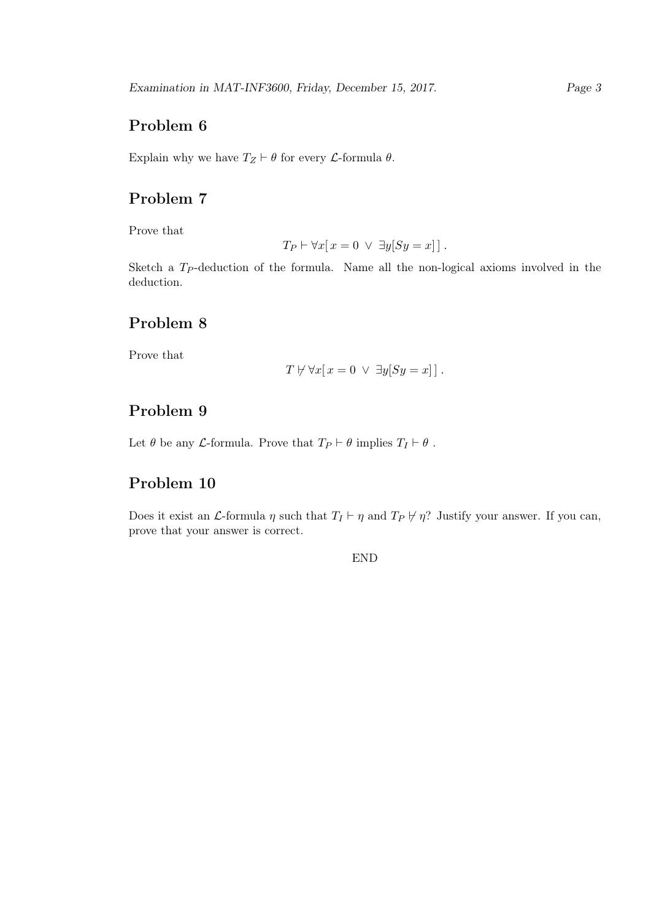## Problem 6

Explain why we have $T_Z \vdash \theta$ for every $\mathcal{L}$-formula $\theta$.

## Problem 7

Prove that

$$T_P \vdash \forall x[\, x = 0 \;\vee\; \exists y[Sy = x]\,]\,.$$

Sketch a $T_P$-deduction of the formula. Name all the non-logical axioms involved in the deduction.

## Problem 8

Prove that

$$T \nvdash \forall x[\, x = 0 \;\vee\; \exists y[Sy = x]\,]\,.$$

## Problem 9

Let $\theta$ be any $\mathcal{L}$-formula. Prove that $T_P \vdash \theta$ implies $T_I \vdash \theta$ .

## Problem 10

Does it exist an $\mathcal{L}$-formula $\eta$ such that $T_I \vdash \eta$ and $T_P \nvdash \eta$? Justify your answer. If you can, prove that your answer is correct.

END